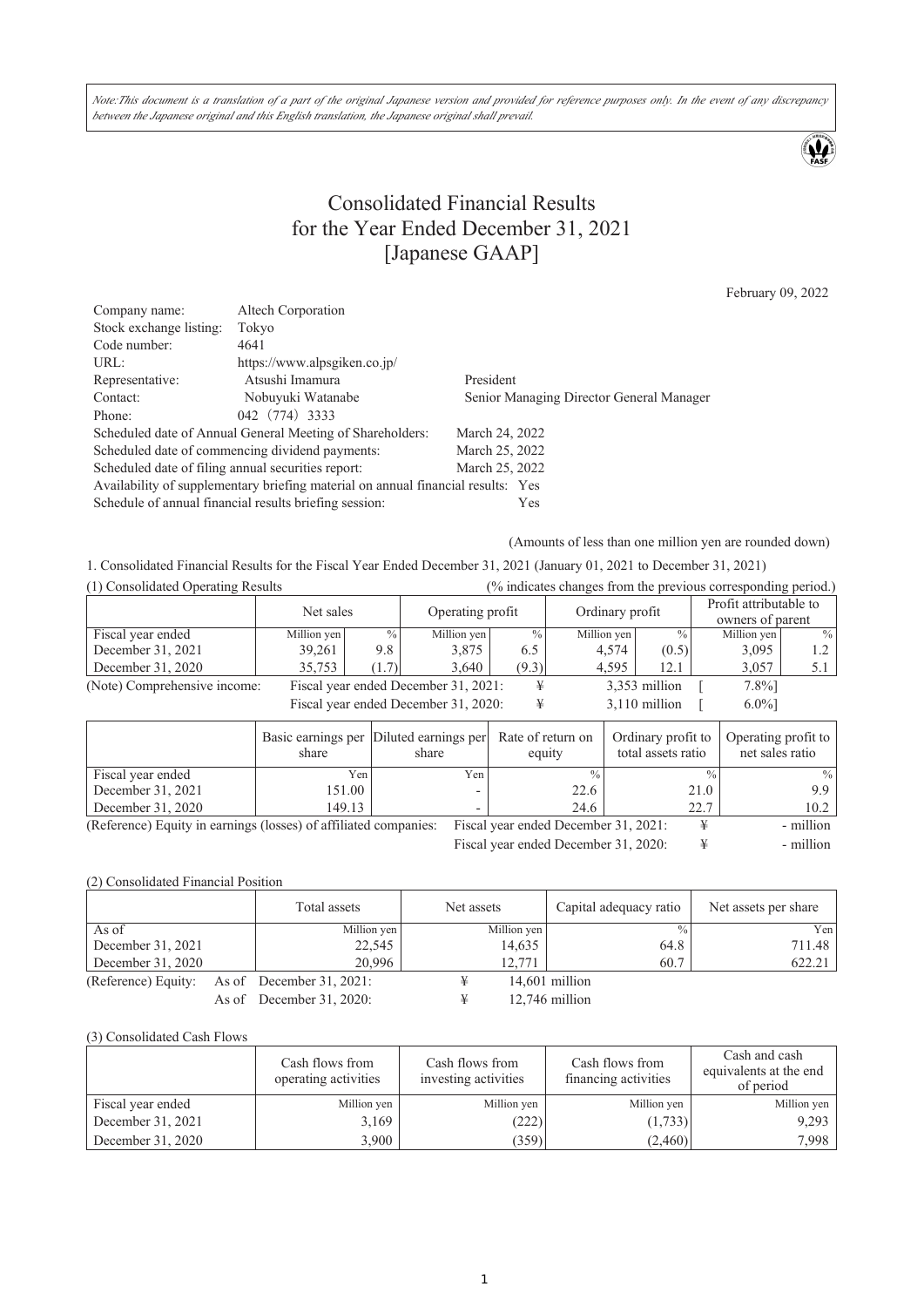*Note:This document is a translation of a part of the original Japanese version and provided for reference purposes only. In the event of any discrepancy between the Japanese original and this English translation, the Japanese original shall prevail.*

# Consolidated Financial Results for the Year Ended December 31, 2021 [Japanese GAAP]

February 09, 2022

| | | |
|---|---|---|
| Company name: | Altech Corporation | |
| Stock exchange listing: | Tokyo | |
| Code number: | 4641 | |
| URL: | https://www.alpsgiken.co.jp/ | |
| Representative: | Atsushi Imamura | President |
| Contact: | Nobuyuki Watanabe | Senior Managing Director General Manager |
| Phone: | 042（774）3333 | |

Scheduled date of Annual General Meeting of Shareholders: March 24, 2022
Scheduled date of commencing dividend payments: March 25, 2022
Scheduled date of filing annual securities report: March 25, 2022
Availability of supplementary briefing material on annual financial results: Yes
Schedule of annual financial results briefing session: Yes

(Amounts of less than one million yen are rounded down)

1. Consolidated Financial Results for the Fiscal Year Ended December 31, 2021 (January 01, 2021 to December 31, 2021)

(1) Consolidated Operating Results (% indicates changes from the previous corresponding period.)

| | Net sales | | Operating profit | | Ordinary profit | | Profit attributable to owners of parent | |
|---|---|---|---|---|---|---|---|---|
| Fiscal year ended | Million yen | % | Million yen | % | Million yen | % | Million yen | % |
| December 31, 2021 | 39,261 | 9.8 | 3,875 | 6.5 | 4,574 | (0.5) | 3,095 | 1.2 |
| December 31, 2020 | 35,753 | (1.7) | 3,640 | (9.3) | 4,595 | 12.1 | 3,057 | 5.1 |

(Note) Comprehensive income: Fiscal year ended December 31, 2021: ¥ 3,353 million [ 7.8%]
Fiscal year ended December 31, 2020: ¥ 3,110 million [ 6.0%]

| | Basic earnings per share | Diluted earnings per share | Rate of return on equity | Ordinary profit to total assets ratio | Operating profit to net sales ratio |
|---|---|---|---|---|---|
| Fiscal year ended | Yen | Yen | % | % | % |
| December 31, 2021 | 151.00 | - | 22.6 | 21.0 | 9.9 |
| December 31, 2020 | 149.13 | - | 24.6 | 22.7 | 10.2 |

(Reference) Equity in earnings (losses) of affiliated companies: Fiscal year ended December 31, 2021: ¥ - million
Fiscal year ended December 31, 2020: ¥ - million

(2) Consolidated Financial Position

| | Total assets | Net assets | Capital adequacy ratio | Net assets per share |
|---|---|---|---|---|
| As of | Million yen | Million yen | % | Yen |
| December 31, 2021 | 22,545 | 14,635 | 64.8 | 711.48 |
| December 31, 2020 | 20,996 | 12,771 | 60.7 | 622.21 |

(Reference) Equity: As of December 31, 2021: ¥ 14,601 million
As of December 31, 2020: ¥ 12,746 million

(3) Consolidated Cash Flows

| | Cash flows from operating activities | Cash flows from investing activities | Cash flows from financing activities | Cash and cash equivalents at the end of period |
|---|---|---|---|---|
| Fiscal year ended | Million yen | Million yen | Million yen | Million yen |
| December 31, 2021 | 3,169 | (222) | (1,733) | 9,293 |
| December 31, 2020 | 3,900 | (359) | (2,460) | 7,998 |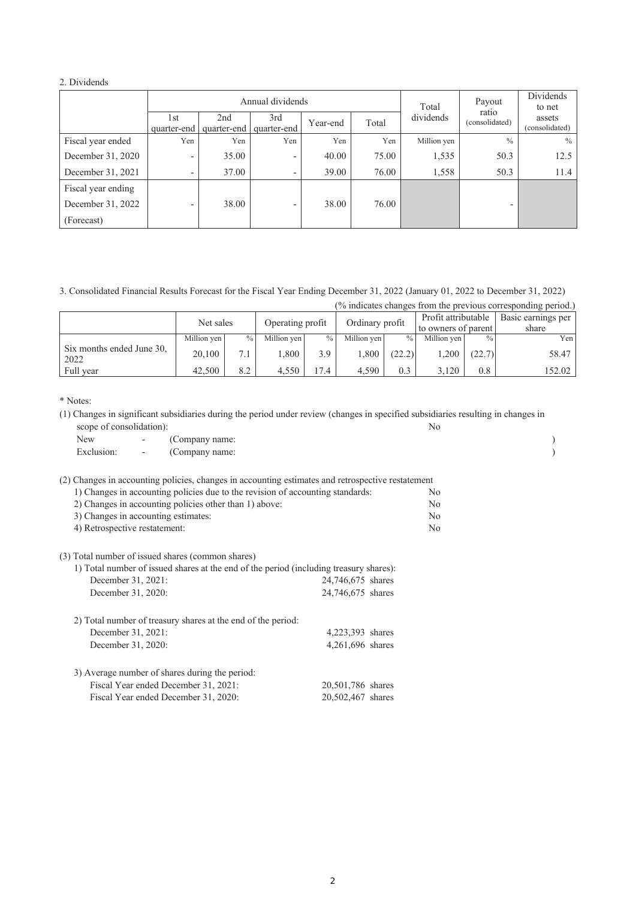## 2. Dividends

| | Annual dividends | | | | | Total dividends | Payout ratio (consolidated) | Dividends to net assets (consolidated) |
|---|---|---|---|---|---|---|---|---|
| | 1st quarter-end | 2nd quarter-end | 3rd quarter-end | Year-end | Total | | | |
| Fiscal year ended | Yen | Yen | Yen | Yen | Yen | Million yen | % | % |
| December 31, 2020 | - | 35.00 | - | 40.00 | 75.00 | 1,535 | 50.3 | 12.5 |
| December 31, 2021 | - | 37.00 | - | 39.00 | 76.00 | 1,558 | 50.3 | 11.4 |
| Fiscal year ending December 31, 2022 (Forecast) | - | 38.00 | - | 38.00 | 76.00 | | - | |

## 3. Consolidated Financial Results Forecast for the Fiscal Year Ending December 31, 2022 (January 01, 2022 to December 31, 2022)

(% indicates changes from the previous corresponding period.)

| | Net sales | | Operating profit | | Ordinary profit | | Profit attributable to owners of parent | | Basic earnings per share |
|---|---|---|---|---|---|---|---|---|---|
| | Million yen | % | Million yen | % | Million yen | % | Million yen | % | Yen |
| Six months ended June 30, 2022 | 20,100 | 7.1 | 1,800 | 3.9 | 1,800 | (22.2) | 1,200 | (22.7) | 58.47 |
| Full year | 42,500 | 8.2 | 4,550 | 17.4 | 4,590 | 0.3 | 3,120 | 0.8 | 152.02 |

\* Notes:

(1) Changes in significant subsidiaries during the period under review (changes in specified subsidiaries resulting in changes in scope of consolidation): No

New - (Company name: )
Exclusion: - (Company name: )

(2) Changes in accounting policies, changes in accounting estimates and retrospective restatement

1) Changes in accounting policies due to the revision of accounting standards: No
2) Changes in accounting policies other than 1) above: No
3) Changes in accounting estimates: No
4) Retrospective restatement: No

(3) Total number of issued shares (common shares)

1) Total number of issued shares at the end of the period (including treasury shares):
December 31, 2021: 24,746,675 shares
December 31, 2020: 24,746,675 shares

2) Total number of treasury shares at the end of the period:
December 31, 2021: 4,223,393 shares
December 31, 2020: 4,261,696 shares

3) Average number of shares during the period:
Fiscal Year ended December 31, 2021: 20,501,786 shares
Fiscal Year ended December 31, 2020: 20,502,467 shares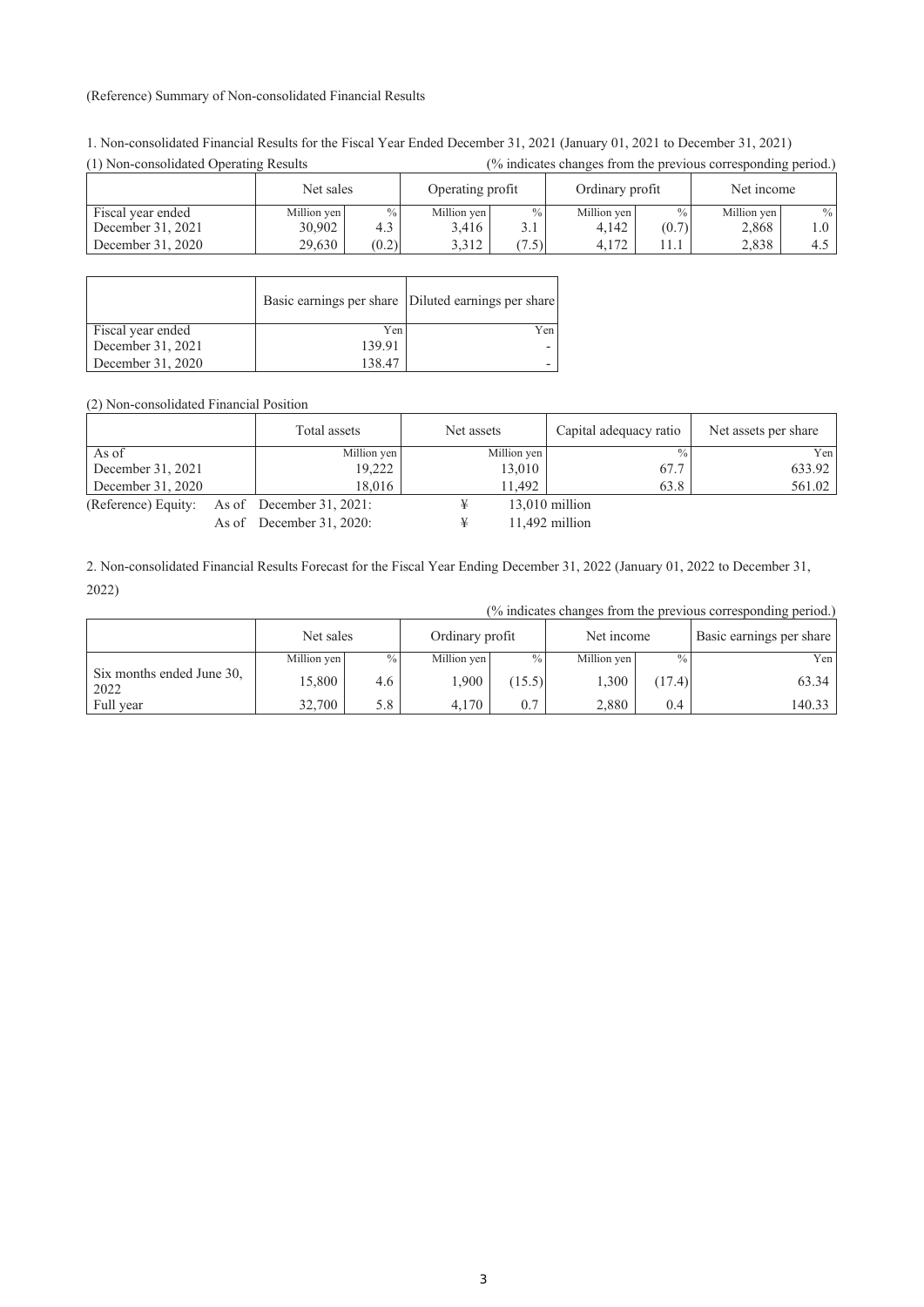(Reference) Summary of Non-consolidated Financial Results

1. Non-consolidated Financial Results for the Fiscal Year Ended December 31, 2021 (January 01, 2021 to December 31, 2021)

(1) Non-consolidated Operating Results (% indicates changes from the previous corresponding period.)

| | Net sales | | Operating profit | | Ordinary profit | | Net income | |
|---|---|---|---|---|---|---|---|---|
| Fiscal year ended | Million yen | % | Million yen | % | Million yen | % | Million yen | % |
| December 31, 2021 | 30,902 | 4.3 | 3,416 | 3.1 | 4,142 | (0.7) | 2,868 | 1.0 |
| December 31, 2020 | 29,630 | (0.2) | 3,312 | (7.5) | 4,172 | 11.1 | 2,838 | 4.5 |

| | Basic earnings per share | Diluted earnings per share |
|---|---|---|
| Fiscal year ended | Yen | Yen |
| December 31, 2021 | 139.91 | - |
| December 31, 2020 | 138.47 | - |

(2) Non-consolidated Financial Position

| | Total assets | Net assets | Capital adequacy ratio | Net assets per share |
|---|---|---|---|---|
| As of | Million yen | Million yen | % | Yen |
| December 31, 2021 | 19,222 | 13,010 | 67.7 | 633.92 |
| December 31, 2020 | 18,016 | 11,492 | 63.8 | 561.02 |

(Reference) Equity: As of December 31, 2021: ¥ 13,010 million
As of December 31, 2020: ¥ 11,492 million

2. Non-consolidated Financial Results Forecast for the Fiscal Year Ending December 31, 2022 (January 01, 2022 to December 31, 2022)

(% indicates changes from the previous corresponding period.)

| | Net sales | | Ordinary profit | | Net income | | Basic earnings per share |
|---|---|---|---|---|---|---|---|
| | Million yen | % | Million yen | % | Million yen | % | Yen |
| Six months ended June 30, 2022 | 15,800 | 4.6 | 1,900 | (15.5) | 1,300 | (17.4) | 63.34 |
| Full year | 32,700 | 5.8 | 4,170 | 0.7 | 2,880 | 0.4 | 140.33 |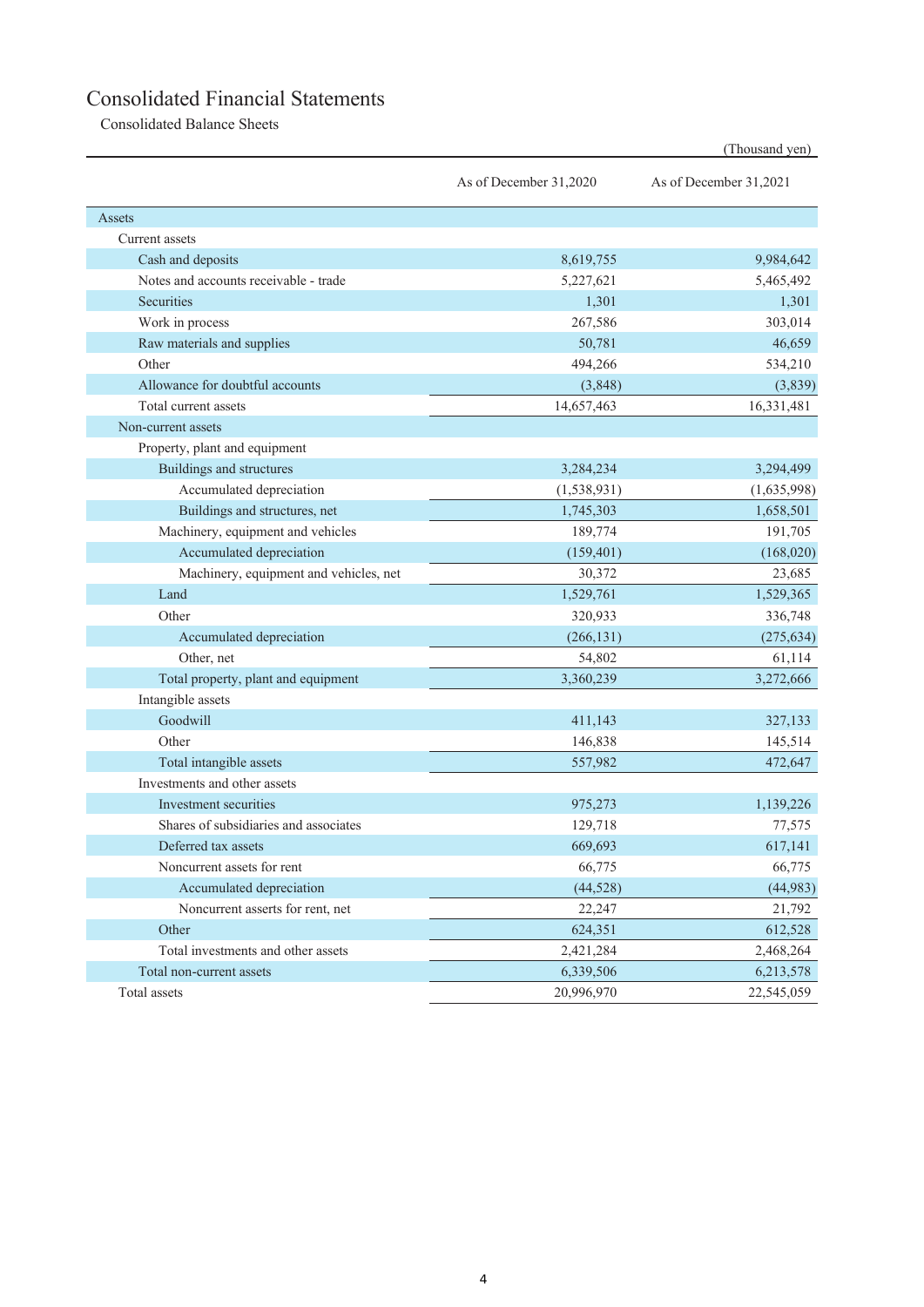# Consolidated Financial Statements

## Consolidated Balance Sheets

(Thousand yen)

| | As of December 31,2020 | As of December 31,2021 |
|---|---|---|
| Assets | | |
| Current assets | | |
| Cash and deposits | 8,619,755 | 9,984,642 |
| Notes and accounts receivable - trade | 5,227,621 | 5,465,492 |
| Securities | 1,301 | 1,301 |
| Work in process | 267,586 | 303,014 |
| Raw materials and supplies | 50,781 | 46,659 |
| Other | 494,266 | 534,210 |
| Allowance for doubtful accounts | (3,848) | (3,839) |
| Total current assets | 14,657,463 | 16,331,481 |
| Non-current assets | | |
| Property, plant and equipment | | |
| Buildings and structures | 3,284,234 | 3,294,499 |
| Accumulated depreciation | (1,538,931) | (1,635,998) |
| Buildings and structures, net | 1,745,303 | 1,658,501 |
| Machinery, equipment and vehicles | 189,774 | 191,705 |
| Accumulated depreciation | (159,401) | (168,020) |
| Machinery, equipment and vehicles, net | 30,372 | 23,685 |
| Land | 1,529,761 | 1,529,365 |
| Other | 320,933 | 336,748 |
| Accumulated depreciation | (266,131) | (275,634) |
| Other, net | 54,802 | 61,114 |
| Total property, plant and equipment | 3,360,239 | 3,272,666 |
| Intangible assets | | |
| Goodwill | 411,143 | 327,133 |
| Other | 146,838 | 145,514 |
| Total intangible assets | 557,982 | 472,647 |
| Investments and other assets | | |
| Investment securities | 975,273 | 1,139,226 |
| Shares of subsidiaries and associates | 129,718 | 77,575 |
| Deferred tax assets | 669,693 | 617,141 |
| Noncurrent assets for rent | 66,775 | 66,775 |
| Accumulated depreciation | (44,528) | (44,983) |
| Noncurrent asserts for rent, net | 22,247 | 21,792 |
| Other | 624,351 | 612,528 |
| Total investments and other assets | 2,421,284 | 2,468,264 |
| Total non-current assets | 6,339,506 | 6,213,578 |
| Total assets | 20,996,970 | 22,545,059 |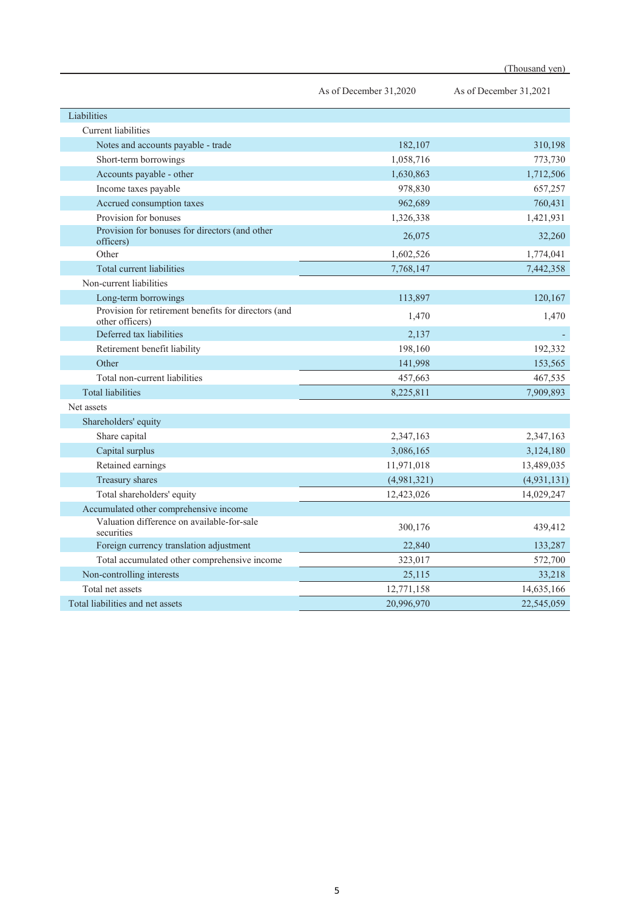(Thousand yen)

| | As of December 31,2020 | As of December 31,2021 |
|---|---|---|
| Liabilities | | |
| Current liabilities | | |
| Notes and accounts payable - trade | 182,107 | 310,198 |
| Short-term borrowings | 1,058,716 | 773,730 |
| Accounts payable - other | 1,630,863 | 1,712,506 |
| Income taxes payable | 978,830 | 657,257 |
| Accrued consumption taxes | 962,689 | 760,431 |
| Provision for bonuses | 1,326,338 | 1,421,931 |
| Provision for bonuses for directors (and other officers) | 26,075 | 32,260 |
| Other | 1,602,526 | 1,774,041 |
| Total current liabilities | 7,768,147 | 7,442,358 |
| Non-current liabilities | | |
| Long-term borrowings | 113,897 | 120,167 |
| Provision for retirement benefits for directors (and other officers) | 1,470 | 1,470 |
| Deferred tax liabilities | 2,137 | - |
| Retirement benefit liability | 198,160 | 192,332 |
| Other | 141,998 | 153,565 |
| Total non-current liabilities | 457,663 | 467,535 |
| Total liabilities | 8,225,811 | 7,909,893 |
| Net assets | | |
| Shareholders' equity | | |
| Share capital | 2,347,163 | 2,347,163 |
| Capital surplus | 3,086,165 | 3,124,180 |
| Retained earnings | 11,971,018 | 13,489,035 |
| Treasury shares | (4,981,321) | (4,931,131) |
| Total shareholders' equity | 12,423,026 | 14,029,247 |
| Accumulated other comprehensive income | | |
| Valuation difference on available-for-sale securities | 300,176 | 439,412 |
| Foreign currency translation adjustment | 22,840 | 133,287 |
| Total accumulated other comprehensive income | 323,017 | 572,700 |
| Non-controlling interests | 25,115 | 33,218 |
| Total net assets | 12,771,158 | 14,635,166 |
| Total liabilities and net assets | 20,996,970 | 22,545,059 |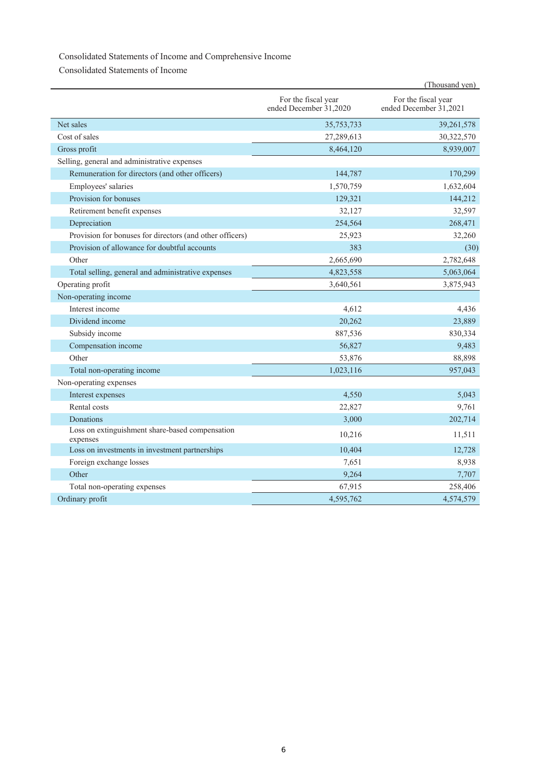Consolidated Statements of Income and Comprehensive Income

Consolidated Statements of Income

(Thousand yen)

| | For the fiscal year ended December 31,2020 | For the fiscal year ended December 31,2021 |
|---|---|---|
| Net sales | 35,753,733 | 39,261,578 |
| Cost of sales | 27,289,613 | 30,322,570 |
| Gross profit | 8,464,120 | 8,939,007 |
| Selling, general and administrative expenses | | |
| Remuneration for directors (and other officers) | 144,787 | 170,299 |
| Employees' salaries | 1,570,759 | 1,632,604 |
| Provision for bonuses | 129,321 | 144,212 |
| Retirement benefit expenses | 32,127 | 32,597 |
| Depreciation | 254,564 | 268,471 |
| Provision for bonuses for directors (and other officers) | 25,923 | 32,260 |
| Provision of allowance for doubtful accounts | 383 | (30) |
| Other | 2,665,690 | 2,782,648 |
| Total selling, general and administrative expenses | 4,823,558 | 5,063,064 |
| Operating profit | 3,640,561 | 3,875,943 |
| Non-operating income | | |
| Interest income | 4,612 | 4,436 |
| Dividend income | 20,262 | 23,889 |
| Subsidy income | 887,536 | 830,334 |
| Compensation income | 56,827 | 9,483 |
| Other | 53,876 | 88,898 |
| Total non-operating income | 1,023,116 | 957,043 |
| Non-operating expenses | | |
| Interest expenses | 4,550 | 5,043 |
| Rental costs | 22,827 | 9,761 |
| Donations | 3,000 | 202,714 |
| Loss on extinguishment share-based compensation expenses | 10,216 | 11,511 |
| Loss on investments in investment partnerships | 10,404 | 12,728 |
| Foreign exchange losses | 7,651 | 8,938 |
| Other | 9,264 | 7,707 |
| Total non-operating expenses | 67,915 | 258,406 |
| Ordinary profit | 4,595,762 | 4,574,579 |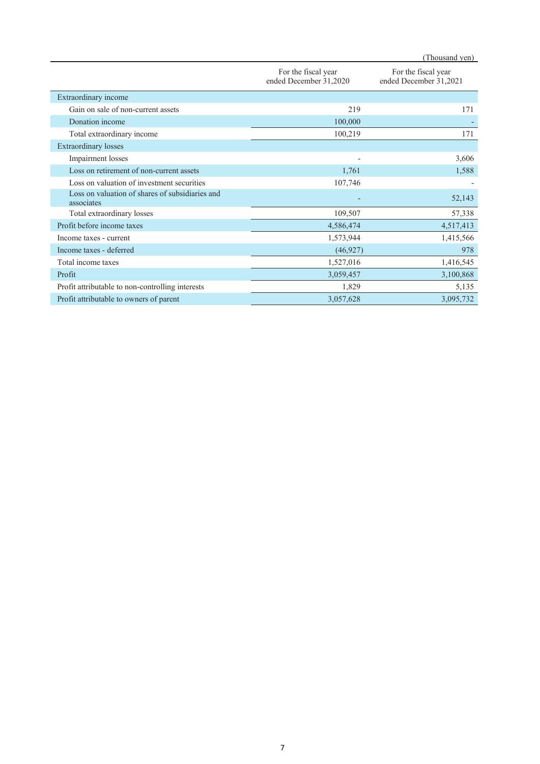(Thousand yen)

| | For the fiscal year ended December 31,2020 | For the fiscal year ended December 31,2021 |
|---|---|---|
| Extraordinary income | | |
| Gain on sale of non-current assets | 219 | 171 |
| Donation income | 100,000 | - |
| Total extraordinary income | 100,219 | 171 |
| Extraordinary losses | | |
| Impairment losses | - | 3,606 |
| Loss on retirement of non-current assets | 1,761 | 1,588 |
| Loss on valuation of investment securities | 107,746 | - |
| Loss on valuation of shares of subsidiaries and associates | - | 52,143 |
| Total extraordinary losses | 109,507 | 57,338 |
| Profit before income taxes | 4,586,474 | 4,517,413 |
| Income taxes - current | 1,573,944 | 1,415,566 |
| Income taxes - deferred | (46,927) | 978 |
| Total income taxes | 1,527,016 | 1,416,545 |
| Profit | 3,059,457 | 3,100,868 |
| Profit attributable to non-controlling interests | 1,829 | 5,135 |
| Profit attributable to owners of parent | 3,057,628 | 3,095,732 |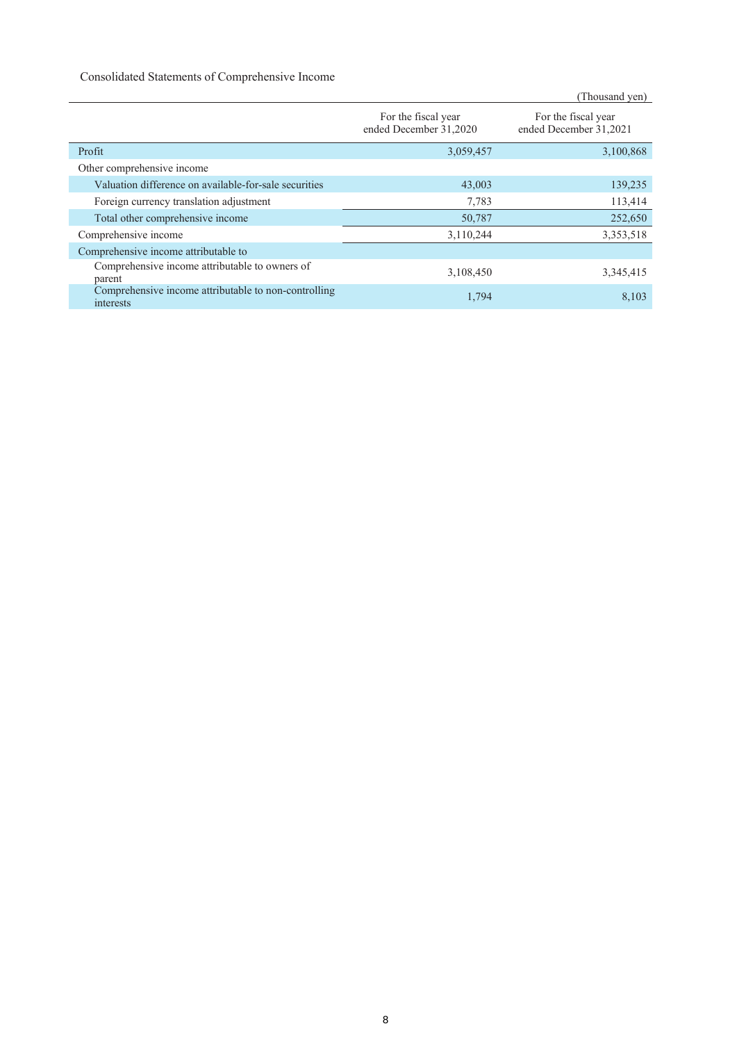Consolidated Statements of Comprehensive Income

(Thousand yen)

| | For the fiscal year ended December 31,2020 | For the fiscal year ended December 31,2021 |
|---|---|---|
| Profit | 3,059,457 | 3,100,868 |
| Other comprehensive income | | |
| Valuation difference on available-for-sale securities | 43,003 | 139,235 |
| Foreign currency translation adjustment | 7,783 | 113,414 |
| Total other comprehensive income | 50,787 | 252,650 |
| Comprehensive income | 3,110,244 | 3,353,518 |
| Comprehensive income attributable to | | |
| Comprehensive income attributable to owners of parent | 3,108,450 | 3,345,415 |
| Comprehensive income attributable to non-controlling interests | 1,794 | 8,103 |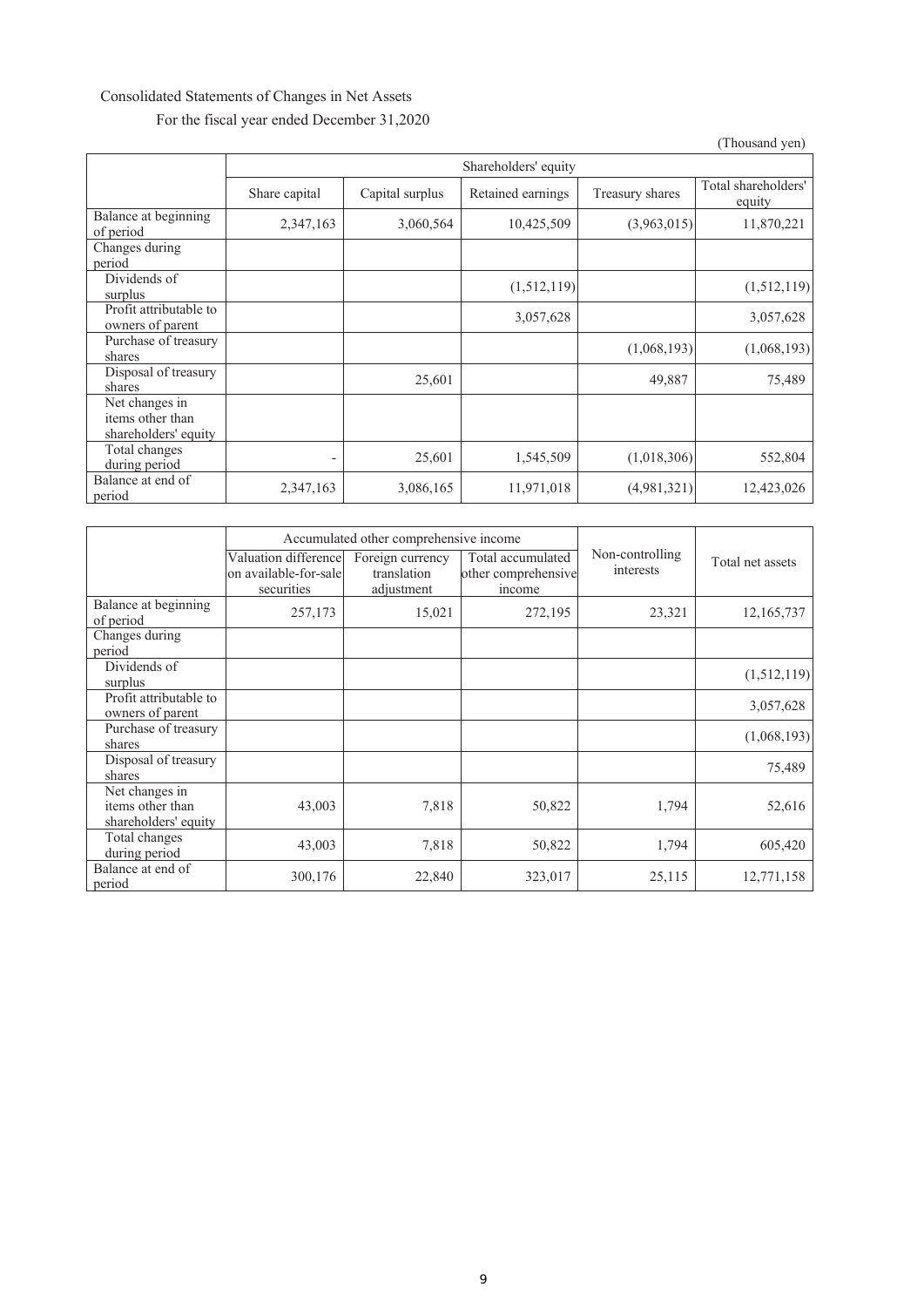Consolidated Statements of Changes in Net Assets

For the fiscal year ended December 31,2020

(Thousand yen)

| | Shareholders' equity | | | | |
|---|---|---|---|---|---|
| | Share capital | Capital surplus | Retained earnings | Treasury shares | Total shareholders' equity |
| Balance at beginning of period | 2,347,163 | 3,060,564 | 10,425,509 | (3,963,015) | 11,870,221 |
| Changes during period | | | | | |
| Dividends of surplus | | | (1,512,119) | | (1,512,119) |
| Profit attributable to owners of parent | | | 3,057,628 | | 3,057,628 |
| Purchase of treasury shares | | | | (1,068,193) | (1,068,193) |
| Disposal of treasury shares | | 25,601 | | 49,887 | 75,489 |
| Net changes in items other than shareholders' equity | | | | | |
| Total changes during period | - | 25,601 | 1,545,509 | (1,018,306) | 552,804 |
| Balance at end of period | 2,347,163 | 3,086,165 | 11,971,018 | (4,981,321) | 12,423,026 |

| | Accumulated other comprehensive income | | | Non-controlling interests | Total net assets |
|---|---|---|---|---|---|
| | Valuation difference on available-for-sale securities | Foreign currency translation adjustment | Total accumulated other comprehensive income | | |
| Balance at beginning of period | 257,173 | 15,021 | 272,195 | 23,321 | 12,165,737 |
| Changes during period | | | | | |
| Dividends of surplus | | | | | (1,512,119) |
| Profit attributable to owners of parent | | | | | 3,057,628 |
| Purchase of treasury shares | | | | | (1,068,193) |
| Disposal of treasury shares | | | | | 75,489 |
| Net changes in items other than shareholders' equity | 43,003 | 7,818 | 50,822 | 1,794 | 52,616 |
| Total changes during period | 43,003 | 7,818 | 50,822 | 1,794 | 605,420 |
| Balance at end of period | 300,176 | 22,840 | 323,017 | 25,115 | 12,771,158 |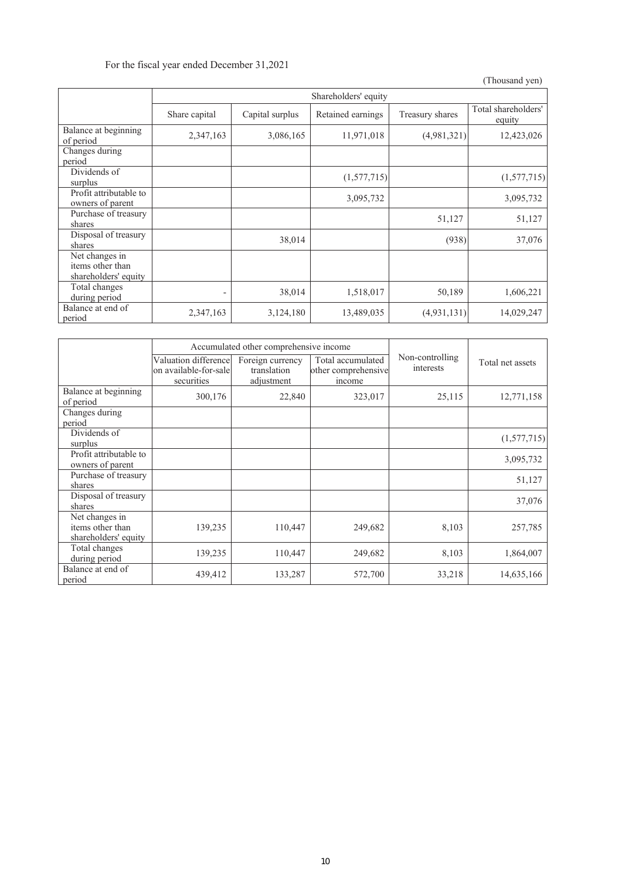For the fiscal year ended December 31,2021

(Thousand yen)

| | Shareholders' equity | | | | |
|---|---|---|---|---|---|
| | Share capital | Capital surplus | Retained earnings | Treasury shares | Total shareholders' equity |
| Balance at beginning of period | 2,347,163 | 3,086,165 | 11,971,018 | (4,981,321) | 12,423,026 |
| Changes during period | | | | | |
| Dividends of surplus | | | (1,577,715) | | (1,577,715) |
| Profit attributable to owners of parent | | | 3,095,732 | | 3,095,732 |
| Purchase of treasury shares | | | | 51,127 | 51,127 |
| Disposal of treasury shares | | 38,014 | | (938) | 37,076 |
| Net changes in items other than shareholders' equity | | | | | |
| Total changes during period | - | 38,014 | 1,518,017 | 50,189 | 1,606,221 |
| Balance at end of period | 2,347,163 | 3,124,180 | 13,489,035 | (4,931,131) | 14,029,247 |

| | Accumulated other comprehensive income | | | Non-controlling interests | Total net assets |
|---|---|---|---|---|---|
| | Valuation difference on available-for-sale securities | Foreign currency translation adjustment | Total accumulated other comprehensive income | | |
| Balance at beginning of period | 300,176 | 22,840 | 323,017 | 25,115 | 12,771,158 |
| Changes during period | | | | | |
| Dividends of surplus | | | | | (1,577,715) |
| Profit attributable to owners of parent | | | | | 3,095,732 |
| Purchase of treasury shares | | | | | 51,127 |
| Disposal of treasury shares | | | | | 37,076 |
| Net changes in items other than shareholders' equity | 139,235 | 110,447 | 249,682 | 8,103 | 257,785 |
| Total changes during period | 139,235 | 110,447 | 249,682 | 8,103 | 1,864,007 |
| Balance at end of period | 439,412 | 133,287 | 572,700 | 33,218 | 14,635,166 |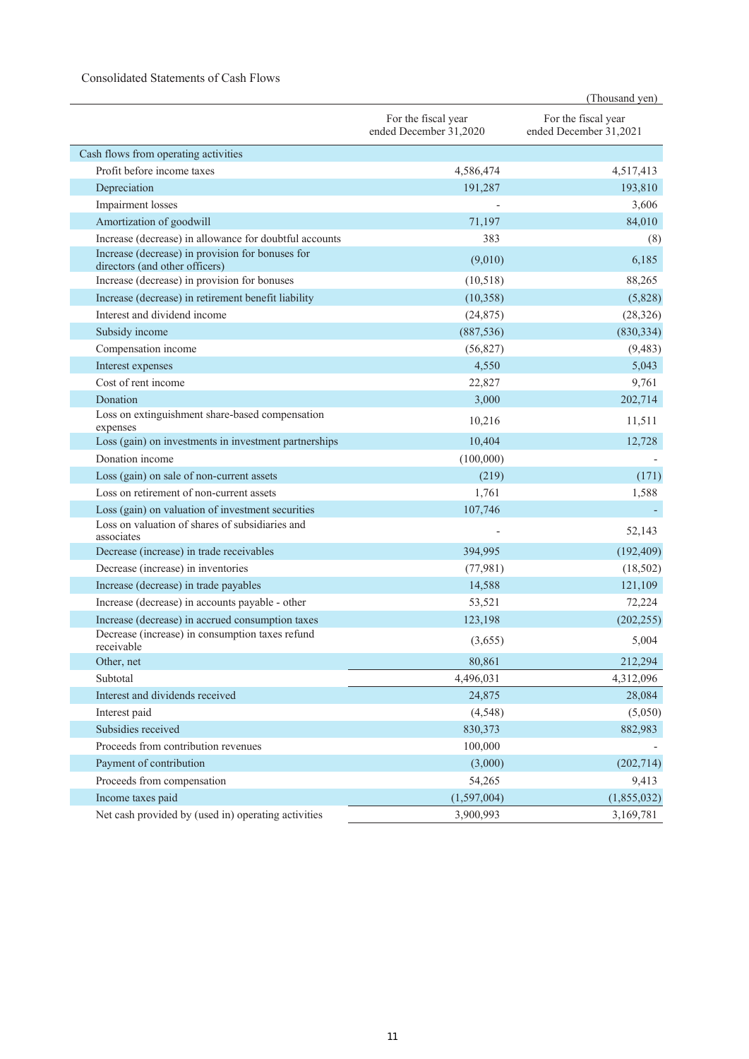Consolidated Statements of Cash Flows

(Thousand yen)

| | For the fiscal year ended December 31,2020 | For the fiscal year ended December 31,2021 |
|---|---|---|
| Cash flows from operating activities | | |
| Profit before income taxes | 4,586,474 | 4,517,413 |
| Depreciation | 191,287 | 193,810 |
| Impairment losses | - | 3,606 |
| Amortization of goodwill | 71,197 | 84,010 |
| Increase (decrease) in allowance for doubtful accounts | 383 | (8) |
| Increase (decrease) in provision for bonuses for directors (and other officers) | (9,010) | 6,185 |
| Increase (decrease) in provision for bonuses | (10,518) | 88,265 |
| Increase (decrease) in retirement benefit liability | (10,358) | (5,828) |
| Interest and dividend income | (24,875) | (28,326) |
| Subsidy income | (887,536) | (830,334) |
| Compensation income | (56,827) | (9,483) |
| Interest expenses | 4,550 | 5,043 |
| Cost of rent income | 22,827 | 9,761 |
| Donation | 3,000 | 202,714 |
| Loss on extinguishment share-based compensation expenses | 10,216 | 11,511 |
| Loss (gain) on investments in investment partnerships | 10,404 | 12,728 |
| Donation income | (100,000) | - |
| Loss (gain) on sale of non-current assets | (219) | (171) |
| Loss on retirement of non-current assets | 1,761 | 1,588 |
| Loss (gain) on valuation of investment securities | 107,746 | - |
| Loss on valuation of shares of subsidiaries and associates | - | 52,143 |
| Decrease (increase) in trade receivables | 394,995 | (192,409) |
| Decrease (increase) in inventories | (77,981) | (18,502) |
| Increase (decrease) in trade payables | 14,588 | 121,109 |
| Increase (decrease) in accounts payable - other | 53,521 | 72,224 |
| Increase (decrease) in accrued consumption taxes | 123,198 | (202,255) |
| Decrease (increase) in consumption taxes refund receivable | (3,655) | 5,004 |
| Other, net | 80,861 | 212,294 |
| Subtotal | 4,496,031 | 4,312,096 |
| Interest and dividends received | 24,875 | 28,084 |
| Interest paid | (4,548) | (5,050) |
| Subsidies received | 830,373 | 882,983 |
| Proceeds from contribution revenues | 100,000 | - |
| Payment of contribution | (3,000) | (202,714) |
| Proceeds from compensation | 54,265 | 9,413 |
| Income taxes paid | (1,597,004) | (1,855,032) |
| Net cash provided by (used in) operating activities | 3,900,993 | 3,169,781 |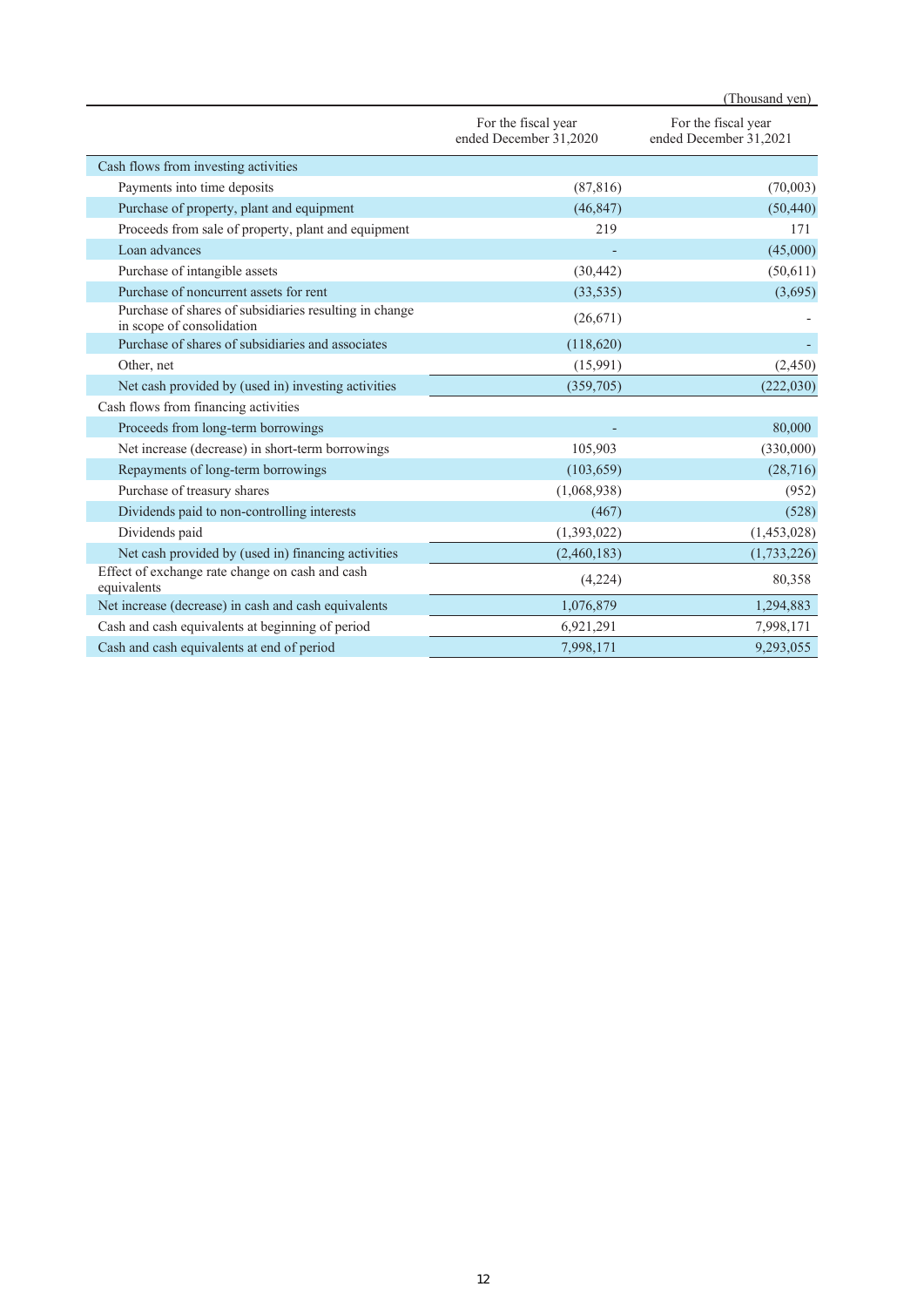(Thousand yen)

| | For the fiscal year ended December 31,2020 | For the fiscal year ended December 31,2021 |
|---|---|---|
| Cash flows from investing activities | | |
| Payments into time deposits | (87,816) | (70,003) |
| Purchase of property, plant and equipment | (46,847) | (50,440) |
| Proceeds from sale of property, plant and equipment | 219 | 171 |
| Loan advances | - | (45,000) |
| Purchase of intangible assets | (30,442) | (50,611) |
| Purchase of noncurrent assets for rent | (33,535) | (3,695) |
| Purchase of shares of subsidiaries resulting in change in scope of consolidation | (26,671) | - |
| Purchase of shares of subsidiaries and associates | (118,620) | - |
| Other, net | (15,991) | (2,450) |
| Net cash provided by (used in) investing activities | (359,705) | (222,030) |
| Cash flows from financing activities | | |
| Proceeds from long-term borrowings | - | 80,000 |
| Net increase (decrease) in short-term borrowings | 105,903 | (330,000) |
| Repayments of long-term borrowings | (103,659) | (28,716) |
| Purchase of treasury shares | (1,068,938) | (952) |
| Dividends paid to non-controlling interests | (467) | (528) |
| Dividends paid | (1,393,022) | (1,453,028) |
| Net cash provided by (used in) financing activities | (2,460,183) | (1,733,226) |
| Effect of exchange rate change on cash and cash equivalents | (4,224) | 80,358 |
| Net increase (decrease) in cash and cash equivalents | 1,076,879 | 1,294,883 |
| Cash and cash equivalents at beginning of period | 6,921,291 | 7,998,171 |
| Cash and cash equivalents at end of period | 7,998,171 | 9,293,055 |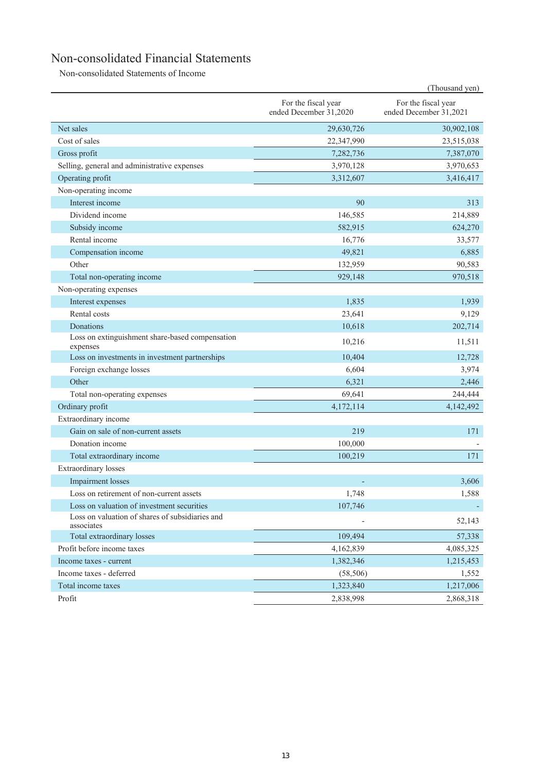# Non-consolidated Financial Statements

## Non-consolidated Statements of Income

(Thousand yen)

| | For the fiscal year ended December 31,2020 | For the fiscal year ended December 31,2021 |
|---|---|---|
| Net sales | 29,630,726 | 30,902,108 |
| Cost of sales | 22,347,990 | 23,515,038 |
| Gross profit | 7,282,736 | 7,387,070 |
| Selling, general and administrative expenses | 3,970,128 | 3,970,653 |
| Operating profit | 3,312,607 | 3,416,417 |
| Non-operating income | | |
| Interest income | 90 | 313 |
| Dividend income | 146,585 | 214,889 |
| Subsidy income | 582,915 | 624,270 |
| Rental income | 16,776 | 33,577 |
| Compensation income | 49,821 | 6,885 |
| Other | 132,959 | 90,583 |
| Total non-operating income | 929,148 | 970,518 |
| Non-operating expenses | | |
| Interest expenses | 1,835 | 1,939 |
| Rental costs | 23,641 | 9,129 |
| Donations | 10,618 | 202,714 |
| Loss on extinguishment share-based compensation expenses | 10,216 | 11,511 |
| Loss on investments in investment partnerships | 10,404 | 12,728 |
| Foreign exchange losses | 6,604 | 3,974 |
| Other | 6,321 | 2,446 |
| Total non-operating expenses | 69,641 | 244,444 |
| Ordinary profit | 4,172,114 | 4,142,492 |
| Extraordinary income | | |
| Gain on sale of non-current assets | 219 | 171 |
| Donation income | 100,000 | - |
| Total extraordinary income | 100,219 | 171 |
| Extraordinary losses | | |
| Impairment losses | - | 3,606 |
| Loss on retirement of non-current assets | 1,748 | 1,588 |
| Loss on valuation of investment securities | 107,746 | - |
| Loss on valuation of shares of subsidiaries and associates | - | 52,143 |
| Total extraordinary losses | 109,494 | 57,338 |
| Profit before income taxes | 4,162,839 | 4,085,325 |
| Income taxes - current | 1,382,346 | 1,215,453 |
| Income taxes - deferred | (58,506) | 1,552 |
| Total income taxes | 1,323,840 | 1,217,006 |
| Profit | 2,838,998 | 2,868,318 |